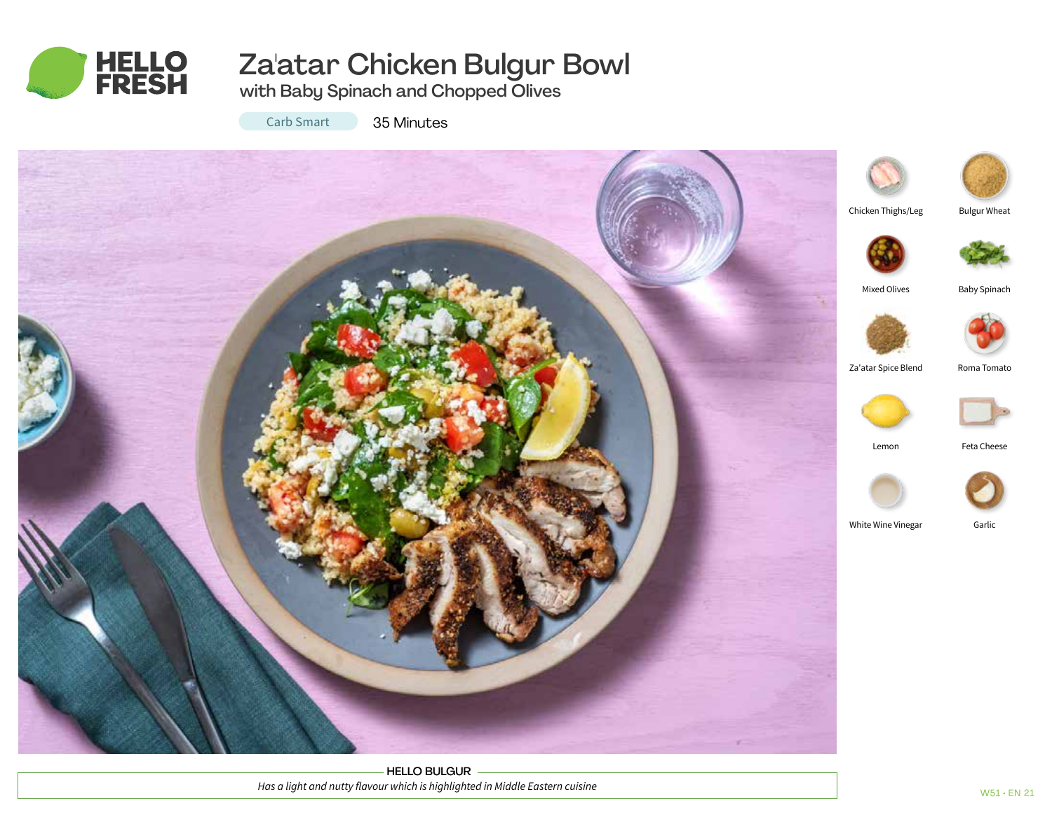# Za'atar Chicken Bulgur Bowl

## with Baby Spinach and Chopped Olives

Carb Smart

35 Minutes

- Chicken Thighs/Leg
- Bulgur Wheat
- Mixed Olives
- Baby Spinach
- Za'atar Spice Blend
- Roma Tomato
- Lemon
- Feta Cheese
- White Wine Vinegar
- Garlic

**HELLO BULGUR**

*Has a light and nutty flavour which is highlighted in Middle Eastern cuisine*

W51 • EN 21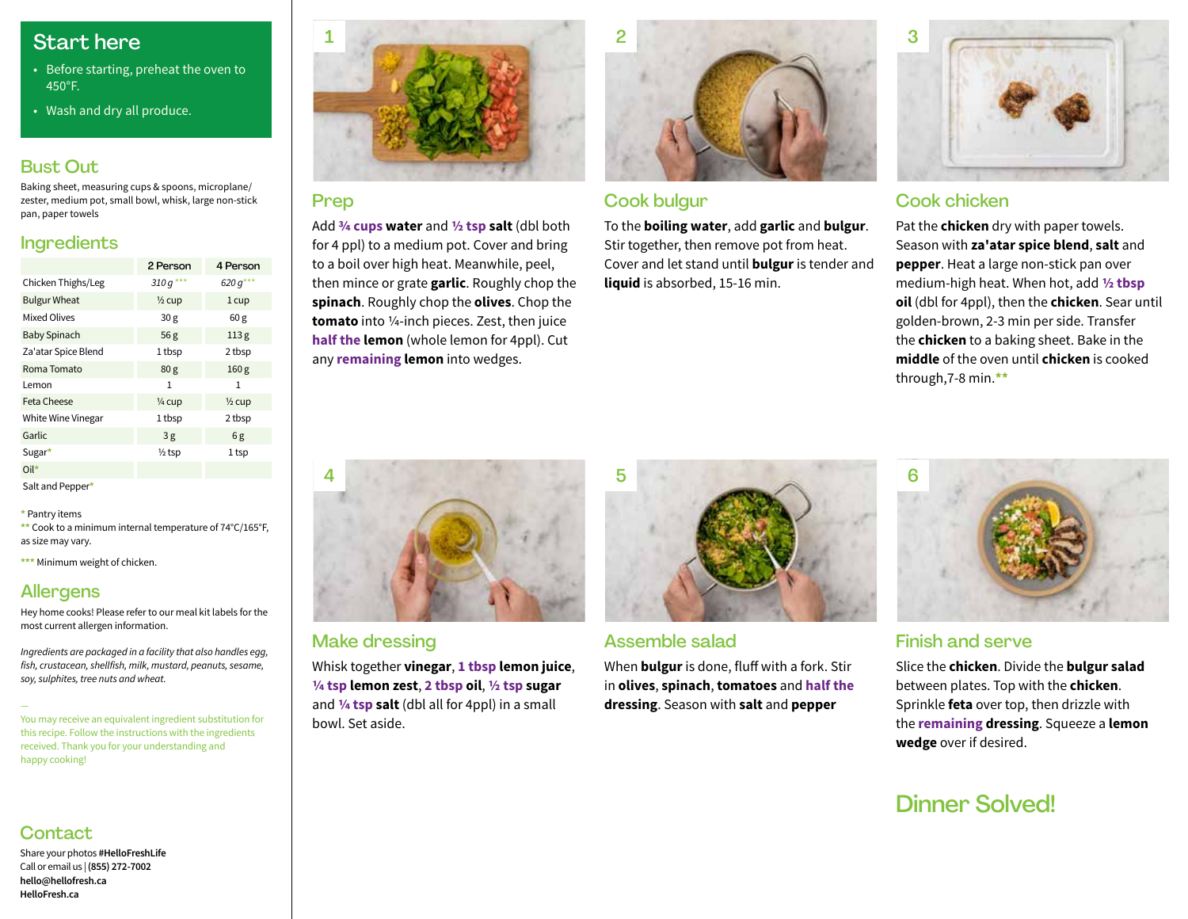## Start here

- Before starting, preheat the oven to 450°F.
- Wash and dry all produce.

## Bust Out

Baking sheet, measuring cups & spoons, microplane/ zester, medium pot, small bowl, whisk, large non-stick pan, paper towels

## Ingredients

| | 2 Person | 4 Person |
|---|---|---|
| Chicken Thighs/Leg | *310 g \*\*\** | *620 g \*\*\** |
| Bulgur Wheat | ½ cup | 1 cup |
| Mixed Olives | 30 g | 60 g |
| Baby Spinach | 56 g | 113 g |
| Za'atar Spice Blend | 1 tbsp | 2 tbsp |
| Roma Tomato | 80 g | 160 g |
| Lemon | 1 | 1 |
| Feta Cheese | ¼ cup | ½ cup |
| White Wine Vinegar | 1 tbsp | 2 tbsp |
| Garlic | 3 g | 6 g |
| Sugar* | ½ tsp | 1 tsp |
| Oil* | | |
| Salt and Pepper* | | |

\* Pantry items

\*\* Cook to a minimum internal temperature of 74°C/165°F, as size may vary.

\*\*\* Minimum weight of chicken.

## Allergens

Hey home cooks! Please refer to our meal kit labels for the most current allergen information.

*Ingredients are packaged in a facility that also handles egg, fish, crustacean, shellfish, milk, mustard, peanuts, sesame, soy, sulphites, tree nuts and wheat.*

—

You may receive an equivalent ingredient substitution for this recipe. Follow the instructions with the ingredients received. Thank you for your understanding and happy cooking!

## Contact

Share your photos **#HelloFreshLife**
Call or email us | **(855) 272-7002**
**hello@hellofresh.ca**
**HelloFresh.ca**

## 1 Prep

Add **¾ cups water** and **½ tsp salt** (dbl both for 4 ppl) to a medium pot. Cover and bring to a boil over high heat. Meanwhile, peel, then mince or grate **garlic**. Roughly chop the **spinach**. Roughly chop the **olives**. Chop the **tomato** into ¼-inch pieces. Zest, then juice **half the lemon** (whole lemon for 4ppl). Cut any **remaining lemon** into wedges.

## 2 Cook bulgur

To the **boiling water**, add **garlic** and **bulgur**. Stir together, then remove pot from heat. Cover and let stand until **bulgur** is tender and **liquid** is absorbed, 15-16 min.

## 3 Cook chicken

Pat the **chicken** dry with paper towels. Season with **za'atar spice blend**, **salt** and **pepper**. Heat a large non-stick pan over medium-high heat. When hot, add **½ tbsp oil** (dbl for 4ppl), then the **chicken**. Sear until golden-brown, 2-3 min per side. Transfer the **chicken** to a baking sheet. Bake in the **middle** of the oven until **chicken** is cooked through,7-8 min.\*\*

## 4 Make dressing

Whisk together **vinegar**, **1 tbsp lemon juice**, **¼ tsp lemon zest**, **2 tbsp oil**, **½ tsp sugar** and **¼ tsp salt** (dbl all for 4ppl) in a small bowl. Set aside.

## 5 Assemble salad

When **bulgur** is done, fluff with a fork. Stir in **olives**, **spinach**, **tomatoes** and **half the dressing**. Season with **salt** and **pepper**

## 6 Finish and serve

Slice the **chicken**. Divide the **bulgur salad** between plates. Top with the **chicken**. Sprinkle **feta** over top, then drizzle with the **remaining dressing**. Squeeze a **lemon wedge** over if desired.

## Dinner Solved!